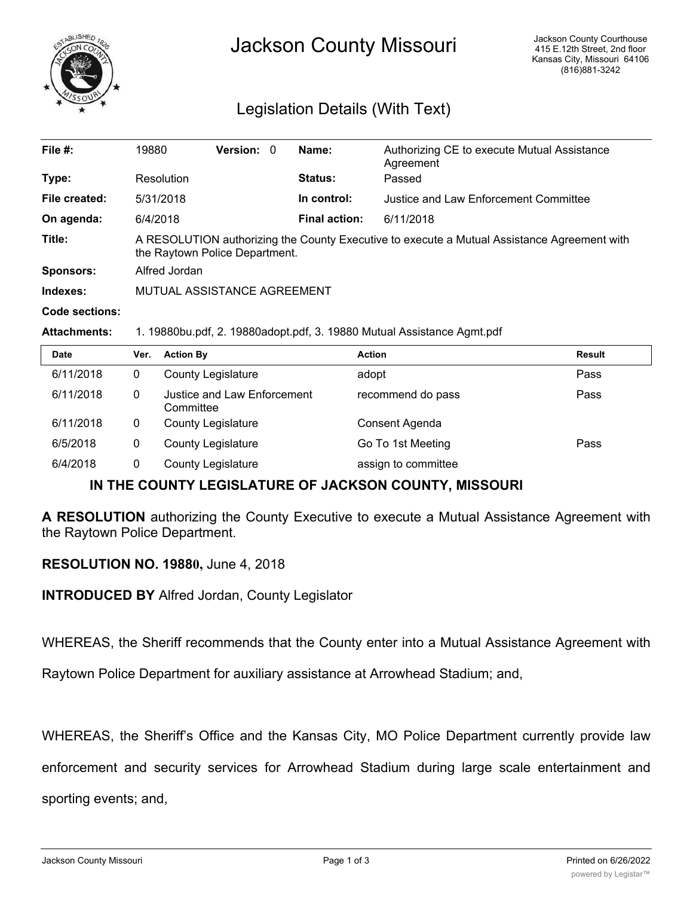# Jackson County Missouri

Jackson County Courthouse
415 E.12th Street, 2nd floor
Kansas City, Missouri 64106
(816)881-3242

## Legislation Details (With Text)

| | | | |
|---|---|---|---|
| **File #:** | 19880 **Version:** 0 | **Name:** | Authorizing CE to execute Mutual Assistance Agreement |
| **Type:** | Resolution | **Status:** | Passed |
| **File created:** | 5/31/2018 | **In control:** | Justice and Law Enforcement Committee |
| **On agenda:** | 6/4/2018 | **Final action:** | 6/11/2018 |

**Title:** A RESOLUTION authorizing the County Executive to execute a Mutual Assistance Agreement with the Raytown Police Department.

**Sponsors:** Alfred Jordan

**Indexes:** MUTUAL ASSISTANCE AGREEMENT

**Code sections:**

**Attachments:** 1. 19880bu.pdf, 2. 19880adopt.pdf, 3. 19880 Mutual Assistance Agmt.pdf

| Date | Ver. | Action By | Action | Result |
|---|---|---|---|---|
| 6/11/2018 | 0 | County Legislature | adopt | Pass |
| 6/11/2018 | 0 | Justice and Law Enforcement Committee | recommend do pass | Pass |
| 6/11/2018 | 0 | County Legislature | Consent Agenda | |
| 6/5/2018 | 0 | County Legislature | Go To 1st Meeting | Pass |
| 6/4/2018 | 0 | County Legislature | assign to committee | |

### IN THE COUNTY LEGISLATURE OF JACKSON COUNTY, MISSOURI

**A RESOLUTION** authorizing the County Executive to execute a Mutual Assistance Agreement with the Raytown Police Department.

**RESOLUTION NO. 19880,** June 4, 2018

**INTRODUCED BY** Alfred Jordan, County Legislator

WHEREAS, the Sheriff recommends that the County enter into a Mutual Assistance Agreement with Raytown Police Department for auxiliary assistance at Arrowhead Stadium; and,

WHEREAS, the Sheriff's Office and the Kansas City, MO Police Department currently provide law enforcement and security services for Arrowhead Stadium during large scale entertainment and sporting events; and,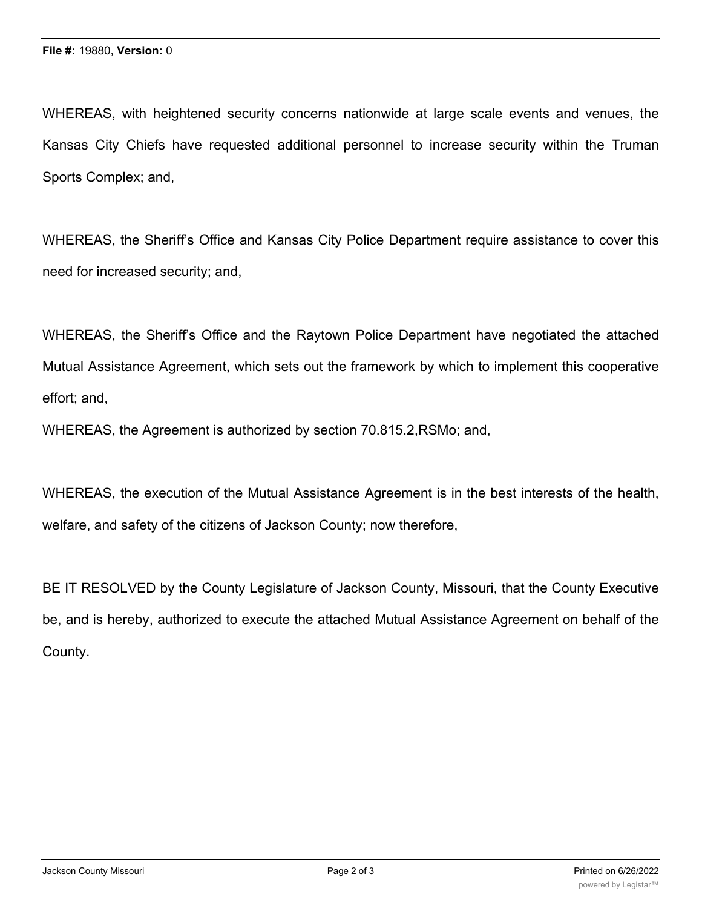WHEREAS, with heightened security concerns nationwide at large scale events and venues, the Kansas City Chiefs have requested additional personnel to increase security within the Truman Sports Complex; and,

WHEREAS, the Sheriff's Office and Kansas City Police Department require assistance to cover this need for increased security; and,

WHEREAS, the Sheriff's Office and the Raytown Police Department have negotiated the attached Mutual Assistance Agreement, which sets out the framework by which to implement this cooperative effort; and,

WHEREAS, the Agreement is authorized by section 70.815.2,RSMo; and,

WHEREAS, the execution of the Mutual Assistance Agreement is in the best interests of the health, welfare, and safety of the citizens of Jackson County; now therefore,

BE IT RESOLVED by the County Legislature of Jackson County, Missouri, that the County Executive be, and is hereby, authorized to execute the attached Mutual Assistance Agreement on behalf of the County.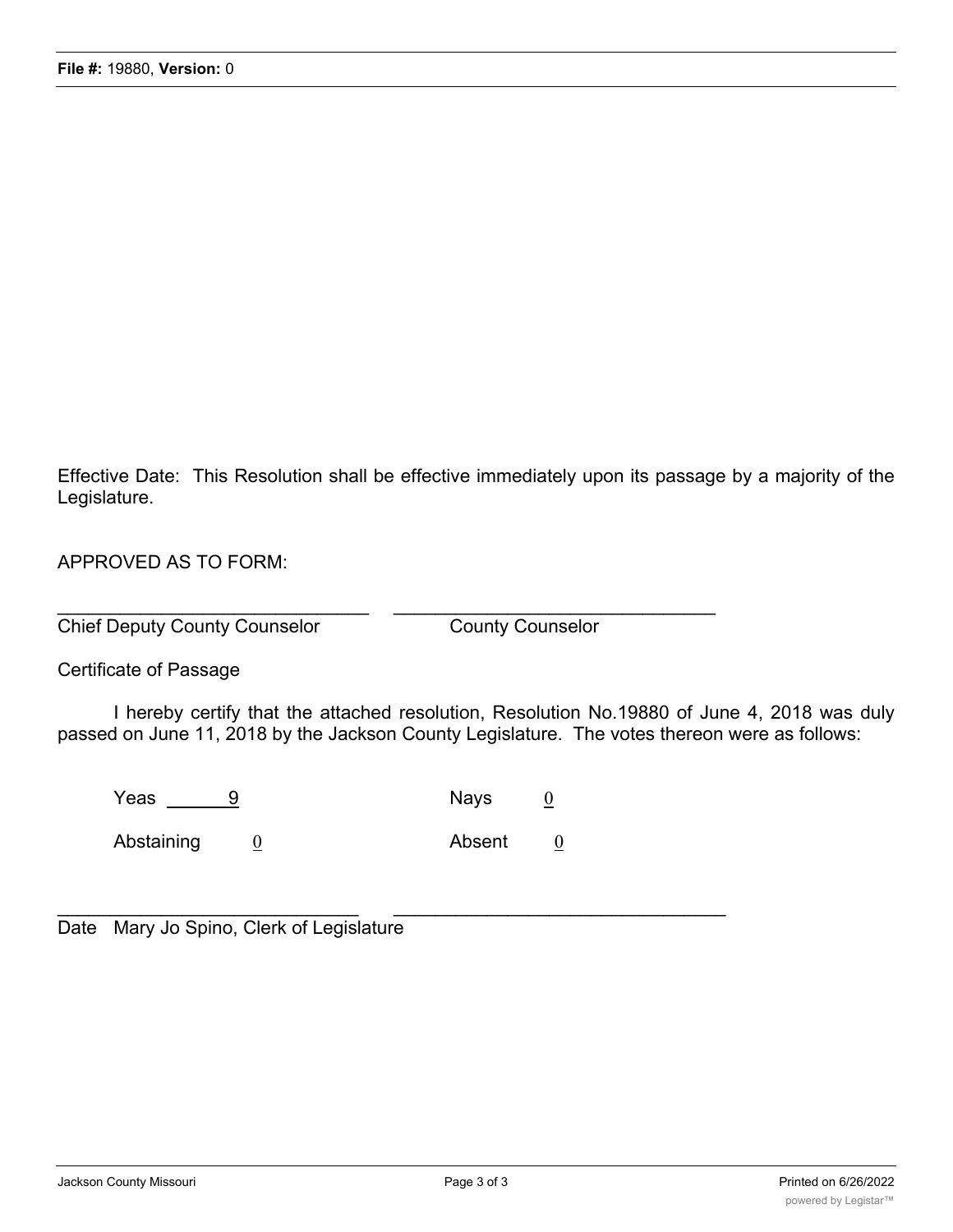Effective Date: This Resolution shall be effective immediately upon its passage by a majority of the Legislature.

APPROVED AS TO FORM:

_______________________________ _______________________________
Chief Deputy County Counselor County Counselor

Certificate of Passage

I hereby certify that the attached resolution, Resolution No.19880 of June 4, 2018 was duly passed on June 11, 2018 by the Jackson County Legislature. The votes thereon were as follows:

| | | | |
|---|---|---|---|
| Yeas | 9 | Nays | 0 |
| Abstaining | 0 | Absent | 0 |

_____________________________ _______________________________
Date Mary Jo Spino, Clerk of Legislature